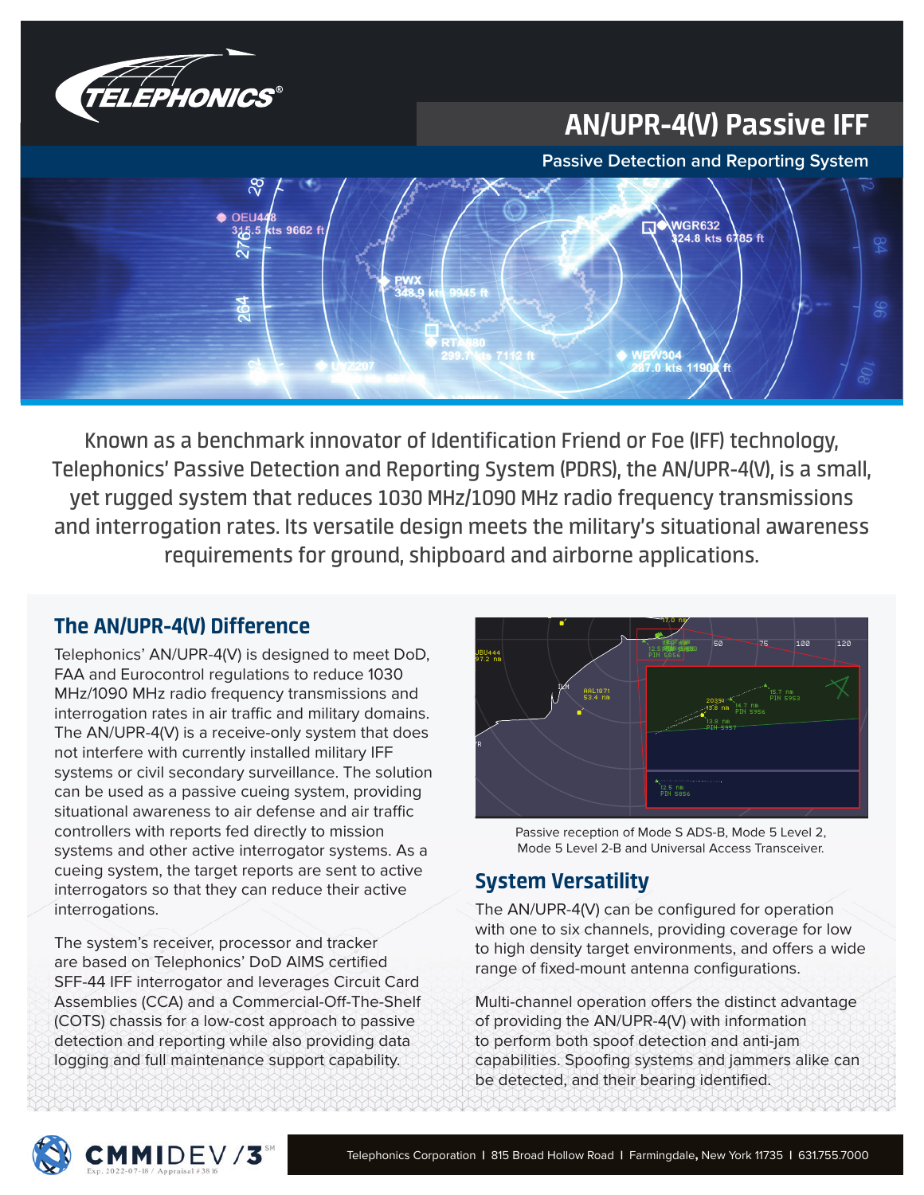# AN/UPR-4(V) Passive IFF

**Passive Detection and Reporting System**

Known as a benchmark innovator of Identification Friend or Foe (IFF) technology, Telephonics' Passive Detection and Reporting System (PDRS), the AN/UPR-4(V), is a small, yet rugged system that reduces 1030 MHz/1090 MHz radio frequency transmissions and interrogation rates. Its versatile design meets the military's situational awareness requirements for ground, shipboard and airborne applications.

## The AN/UPR-4(V) Difference

Telephonics' AN/UPR-4(V) is designed to meet DoD, FAA and Eurocontrol regulations to reduce 1030 MHz/1090 MHz radio frequency transmissions and interrogation rates in air traffic and military domains. The AN/UPR-4(V) is a receive-only system that does not interfere with currently installed military IFF systems or civil secondary surveillance. The solution can be used as a passive cueing system, providing situational awareness to air defense and air traffic controllers with reports fed directly to mission systems and other active interrogator systems. As a cueing system, the target reports are sent to active interrogators so that they can reduce their active interrogations.

The system's receiver, processor and tracker are based on Telephonics' DoD AIMS certified SFF-44 IFF interrogator and leverages Circuit Card Assemblies (CCA) and a Commercial-Off-The-Shelf (COTS) chassis for a low-cost approach to passive detection and reporting while also providing data logging and full maintenance support capability.

Passive reception of Mode S ADS-B, Mode 5 Level 2, Mode 5 Level 2-B and Universal Access Transceiver.

## System Versatility

The AN/UPR-4(V) can be configured for operation with one to six channels, providing coverage for low to high density target environments, and offers a wide range of fixed-mount antenna configurations.

Multi-channel operation offers the distinct advantage of providing the AN/UPR-4(V) with information to perform both spoof detection and anti-jam capabilities. Spoofing systems and jammers alike can be detected, and their bearing identified.

CMMIDEV/3 Exp. 2022-07-18 / Appraisal #3816

Telephonics Corporation | 815 Broad Hollow Road | Farmingdale, New York 11735 | 631.755.7000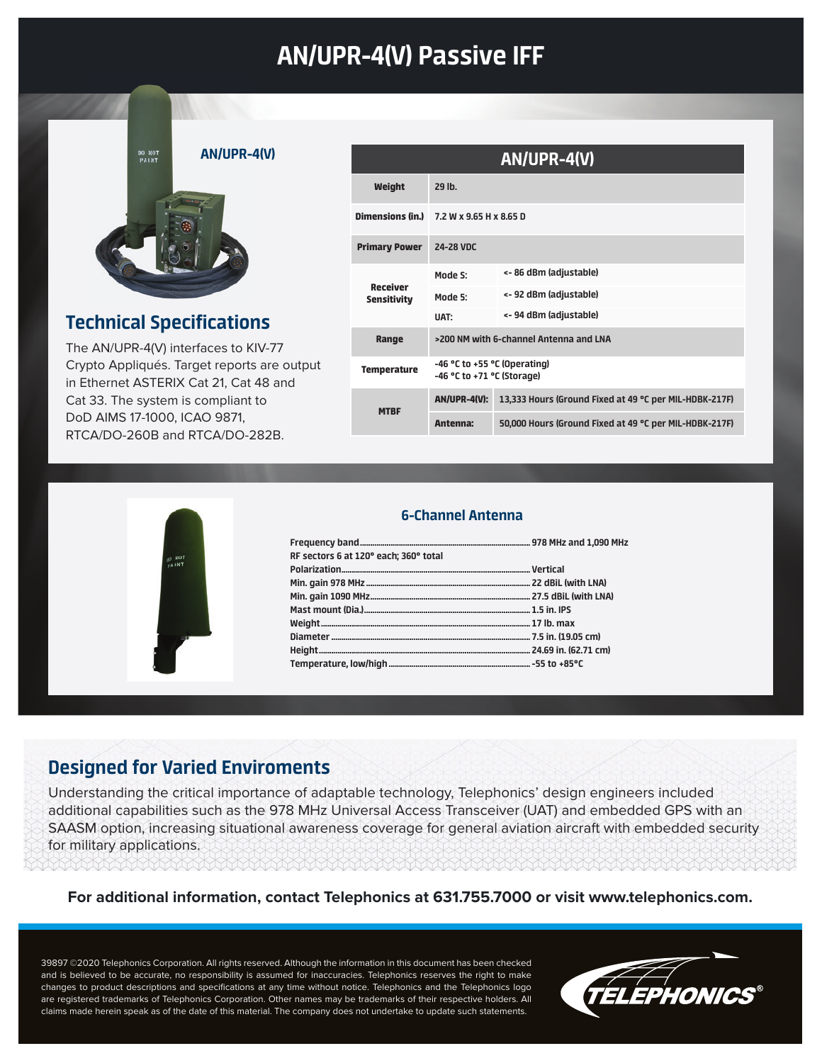# AN/UPR-4(V) Passive IFF

AN/UPR-4(V)

## Technical Specifications

The AN/UPR-4(V) interfaces to KIV-77 Crypto Appliqués. Target reports are output in Ethernet ASTERIX Cat 21, Cat 48 and Cat 33. The system is compliant to DoD AIMS 17-1000, ICAO 9871, RTCA/DO-260B and RTCA/DO-282B.

| AN/UPR-4(V) | | |
|---|---|---|
| Weight | 29 lb. | |
| Dimensions (in.) | 7.2 W x 9.65 H x 8.65 D | |
| Primary Power | 24-28 VDC | |
| Receiver Sensitivity | Mode S: | <- 86 dBm (adjustable) |
| | Mode 5: | <- 92 dBm (adjustable) |
| | UAT: | <- 94 dBm (adjustable) |
| Range | >200 NM with 6-channel Antenna and LNA | |
| Temperature | -46 °C to +55 °C (Operating)<br>-46 °C to +71 °C (Storage) | |
| MTBF | AN/UPR-4(V): | 13,333 Hours (Ground Fixed at 49 °C per MIL-HDBK-217F) |
| | Antenna: | 50,000 Hours (Ground Fixed at 49 °C per MIL-HDBK-217F) |

### 6-Channel Antenna

- Frequency band .......... 978 MHz and 1,090 MHz
- RF sectors 6 at 120° each; 360° total
- Polarization .......... Vertical
- Min. gain 978 MHz .......... 22 dBiL (with LNA)
- Min. gain 1090 MHz .......... 27.5 dBiL (with LNA)
- Mast mount (Dia.) .......... 1.5 in. IPS
- Weight .......... 17 lb. max
- Diameter .......... 7.5 in. (19.05 cm)
- Height .......... 24.69 in. (62.71 cm)
- Temperature, low/high .......... -55 to +85°C

## Designed for Varied Enviroments

Understanding the critical importance of adaptable technology, Telephonics' design engineers included additional capabilities such as the 978 MHz Universal Access Transceiver (UAT) and embedded GPS with an SAASM option, increasing situational awareness coverage for general aviation aircraft with embedded security for military applications.

**For additional information, contact Telephonics at 631.755.7000 or visit www.telephonics.com.**

39897 ©2020 Telephonics Corporation. All rights reserved. Although the information in this document has been checked and is believed to be accurate, no responsibility is assumed for inaccuracies. Telephonics reserves the right to make changes to product descriptions and specifications at any time without notice. Telephonics and the Telephonics logo are registered trademarks of Telephonics Corporation. Other names may be trademarks of their respective holders. All claims made herein speak as of the date of this material. The company does not undertake to update such statements.

TELEPHONICS®